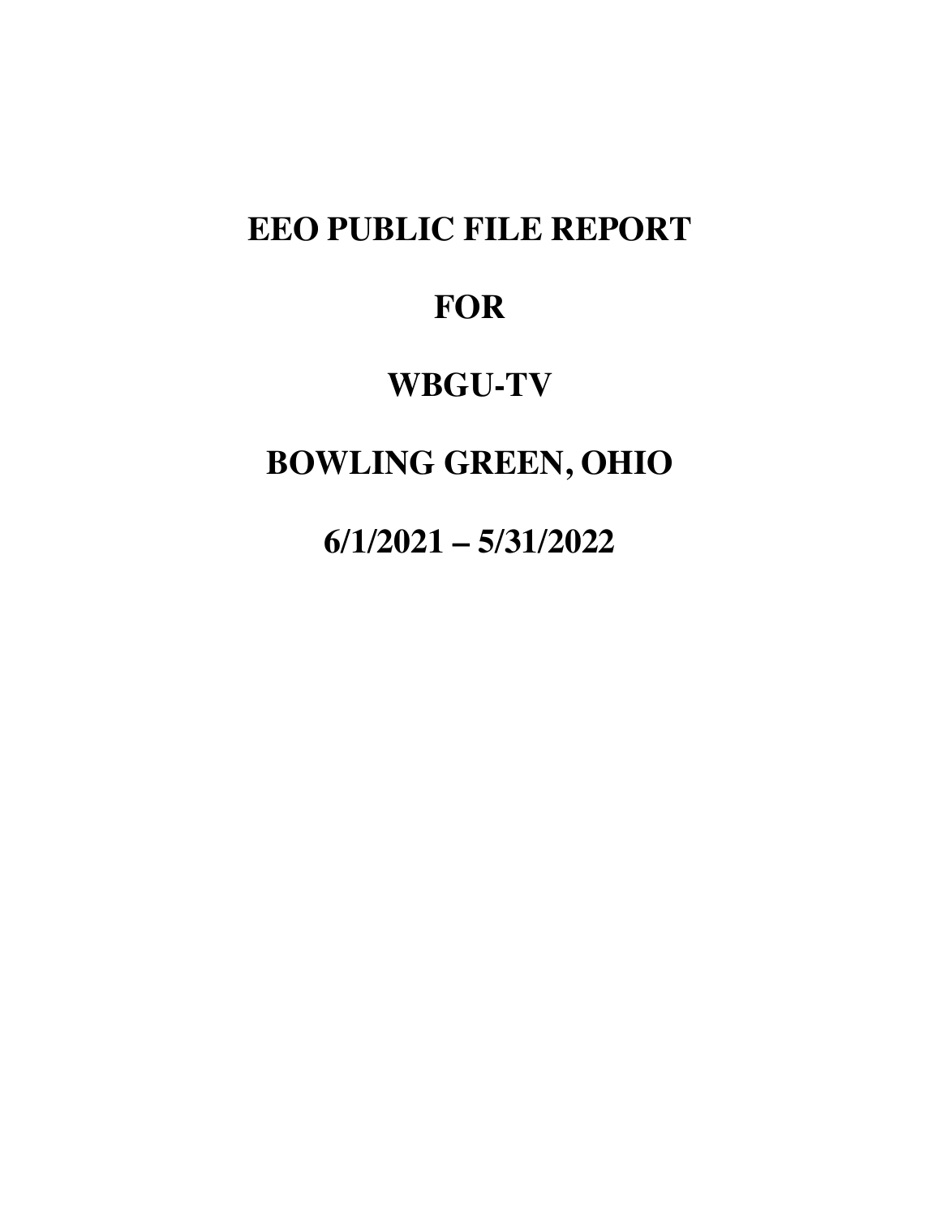# EEO PUBLIC FILE REPORT

# FOR

# WBGU-TV

# BOWLING GREEN, OHIO

# 6/1/2021 – 5/31/2022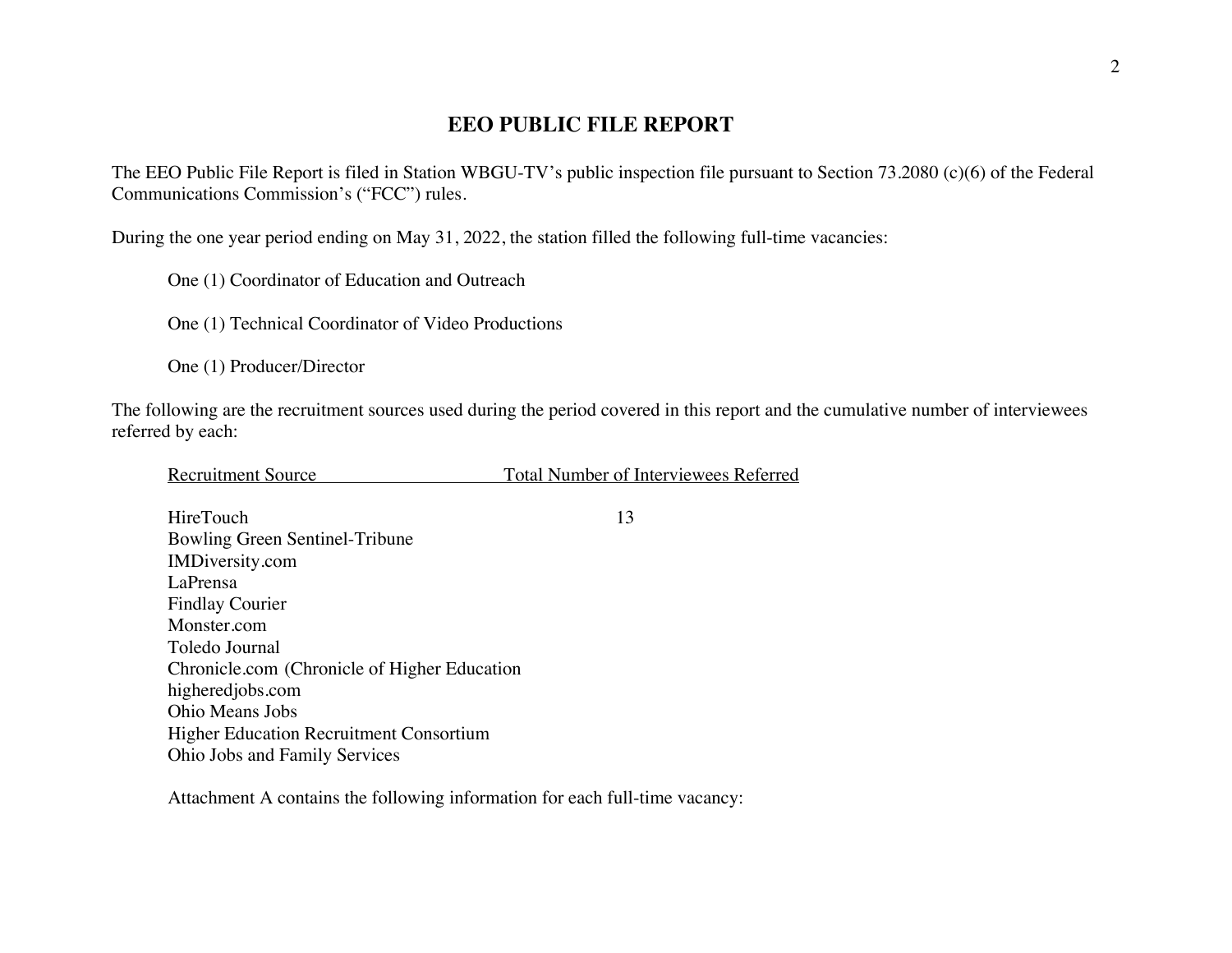# EEO PUBLIC FILE REPORT

The EEO Public File Report is filed in Station WBGU-TV's public inspection file pursuant to Section 73.2080 (c)(6) of the Federal Communications Commission's ("FCC") rules.

During the one year period ending on May 31, 2022, the station filled the following full-time vacancies:

One (1) Coordinator of Education and Outreach

One (1) Technical Coordinator of Video Productions

One (1) Producer/Director

The following are the recruitment sources used during the period covered in this report and the cumulative number of interviewees referred by each:

| Recruitment Source | Total Number of Interviewees Referred |
| --- | --- |
| HireTouch | 13 |
| Bowling Green Sentinel-Tribune | |
| IMDiversity.com | |
| LaPrensa | |
| Findlay Courier | |
| Monster.com | |
| Toledo Journal | |
| Chronicle.com (Chronicle of Higher Education | |
| higheredjobs.com | |
| Ohio Means Jobs | |
| Higher Education Recruitment Consortium | |
| Ohio Jobs and Family Services | |

Attachment A contains the following information for each full-time vacancy: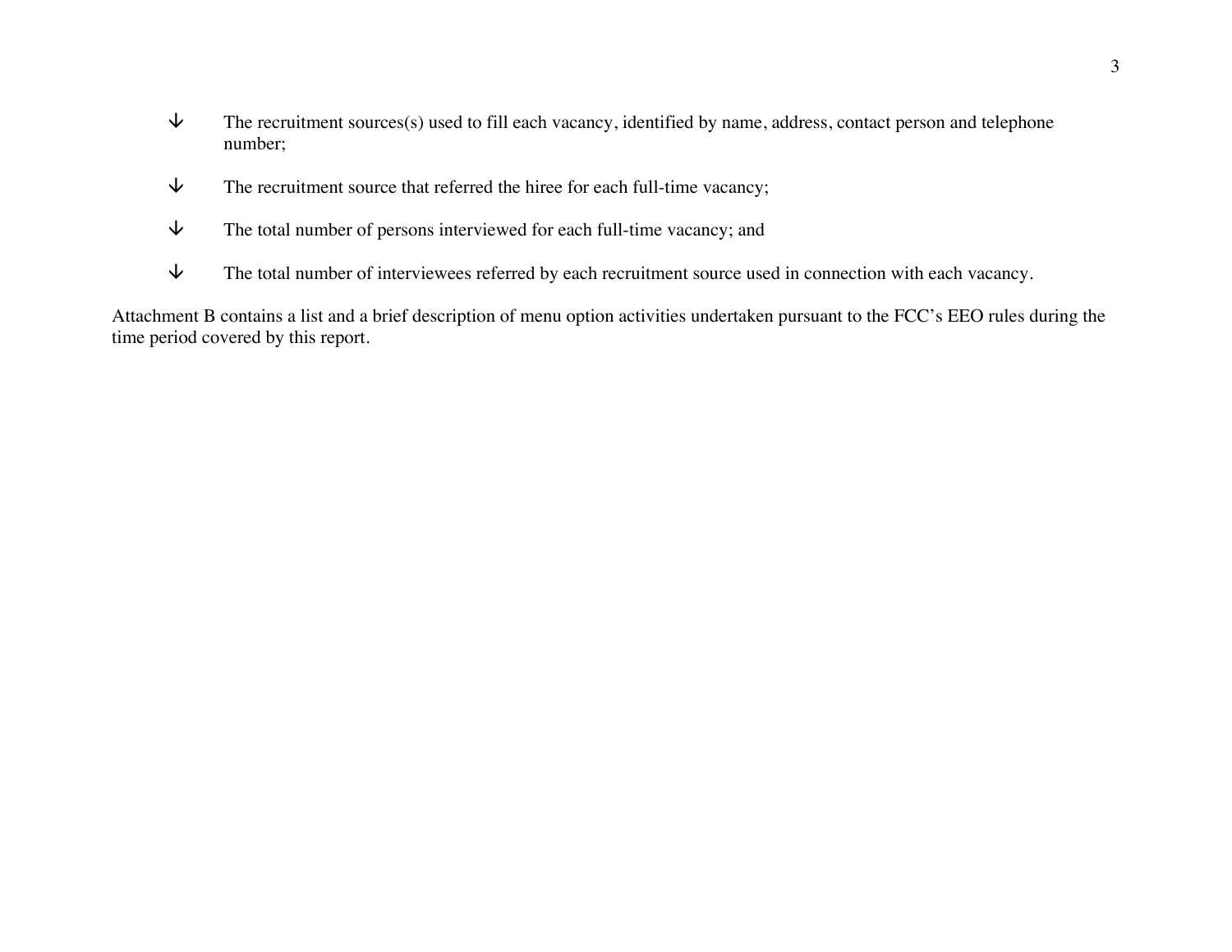- The recruitment sources(s) used to fill each vacancy, identified by name, address, contact person and telephone number;
- The recruitment source that referred the hiree for each full-time vacancy;
- The total number of persons interviewed for each full-time vacancy; and
- The total number of interviewees referred by each recruitment source used in connection with each vacancy.

Attachment B contains a list and a brief description of menu option activities undertaken pursuant to the FCC's EEO rules during the time period covered by this report.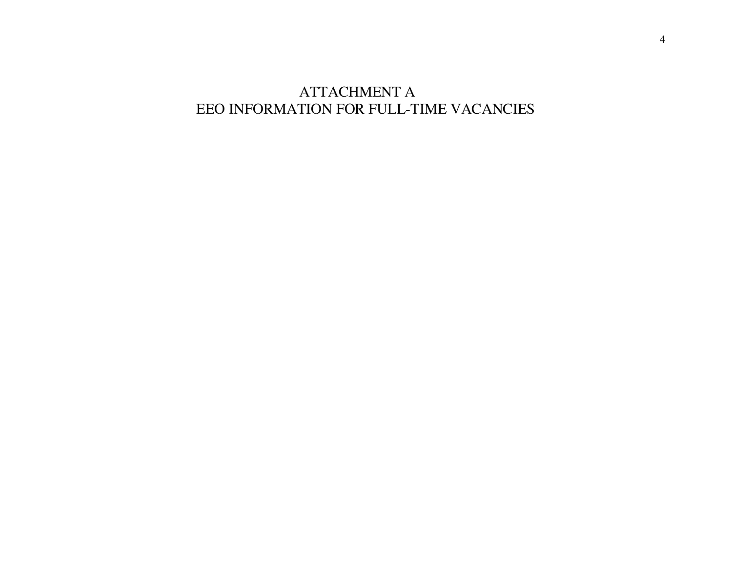# ATTACHMENT A
# EEO INFORMATION FOR FULL-TIME VACANCIES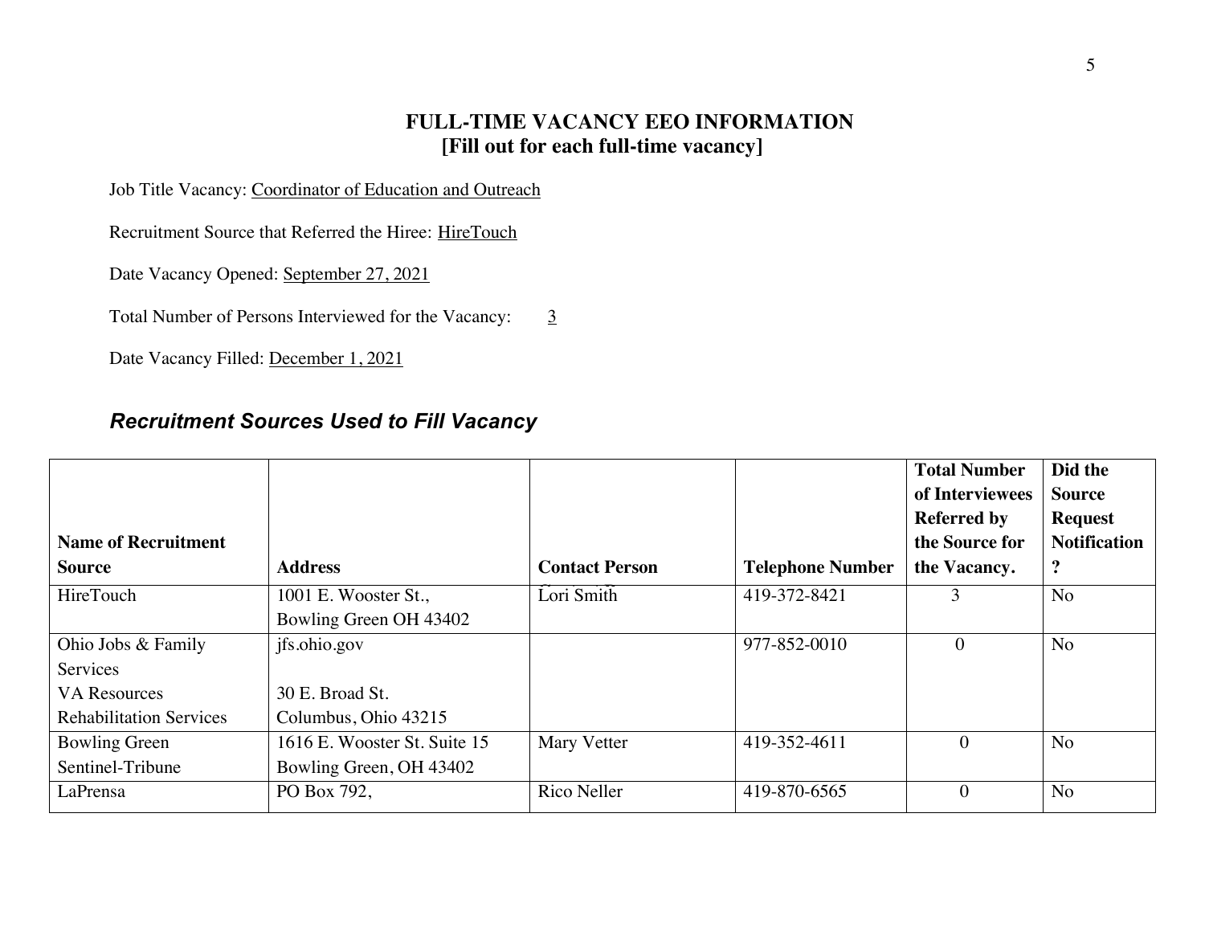# FULL-TIME VACANCY EEO INFORMATION
## [Fill out for each full-time vacancy]

Job Title Vacancy: Coordinator of Education and Outreach

Recruitment Source that Referred the Hiree: HireTouch

Date Vacancy Opened: September 27, 2021

Total Number of Persons Interviewed for the Vacancy: 3

Date Vacancy Filled: December 1, 2021

### *Recruitment Sources Used to Fill Vacancy*

| Name of Recruitment Source | Address | Contact Person | Telephone Number | Total Number of Interviewees Referred by the Source for the Vacancy. | Did the Source Request Notification ? |
|---|---|---|---|---|---|
| HireTouch | 1001 E. Wooster St., Bowling Green OH 43402 | Lori Smith | 419-372-8421 | 3 | No |
| Ohio Jobs & Family Services VA Resources Rehabilitation Services | jfs.ohio.gov 30 E. Broad St. Columbus, Ohio 43215 | | 977-852-0010 | 0 | No |
| Bowling Green Sentinel-Tribune | 1616 E. Wooster St. Suite 15 Bowling Green, OH 43402 | Mary Vetter | 419-352-4611 | 0 | No |
| LaPrensa | PO Box 792, | Rico Neller | 419-870-6565 | 0 | No |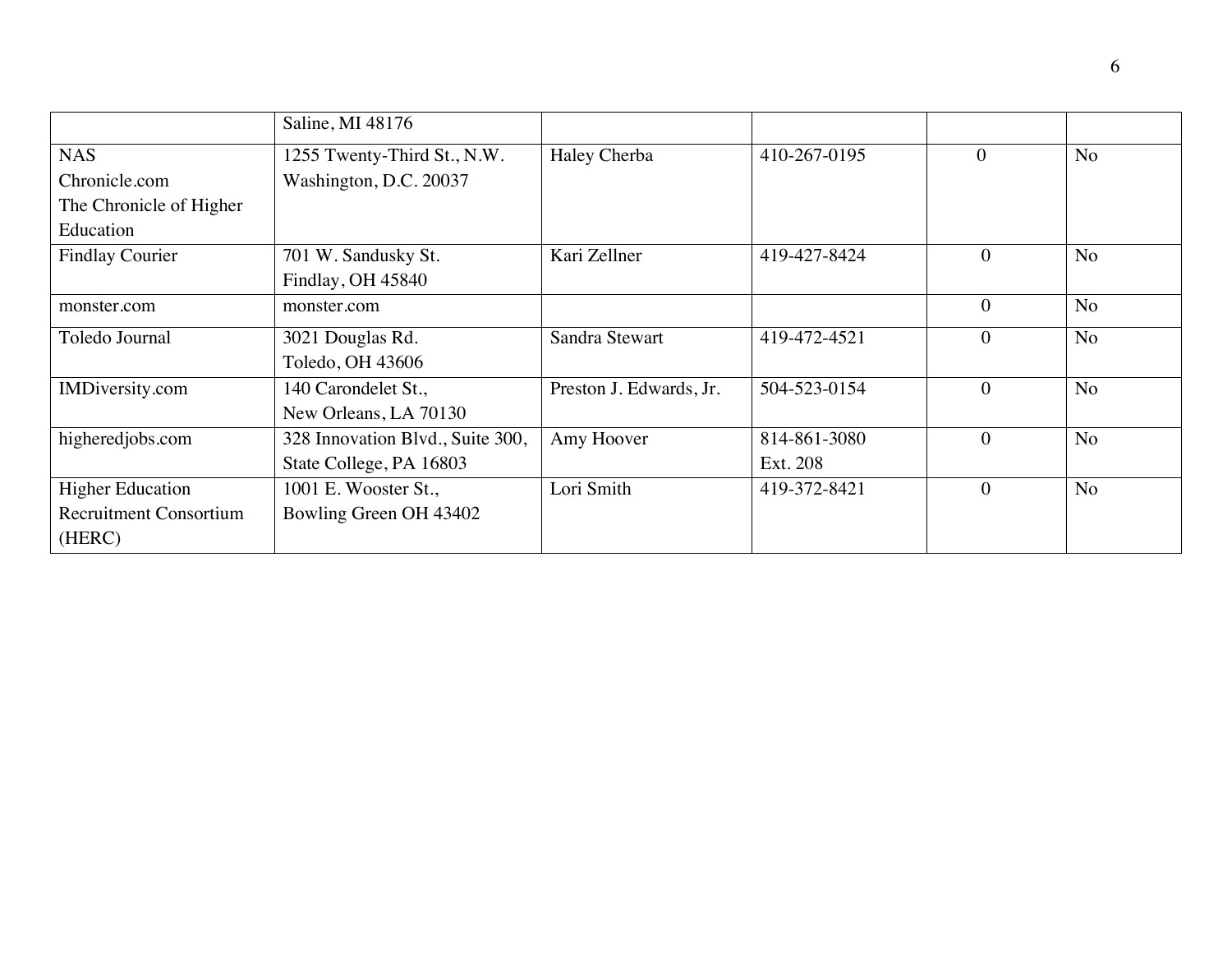| | | | | | |
|---|---|---|---|---|---|
| | Saline, MI 48176 | | | | |
| NAS<br>Chronicle.com<br>The Chronicle of Higher Education | 1255 Twenty-Third St., N.W.<br>Washington, D.C. 20037 | Haley Cherba | 410-267-0195 | 0 | No |
| Findlay Courier | 701 W. Sandusky St.<br>Findlay, OH 45840 | Kari Zellner | 419-427-8424 | 0 | No |
| monster.com | monster.com | | | 0 | No |
| Toledo Journal | 3021 Douglas Rd.<br>Toledo, OH 43606 | Sandra Stewart | 419-472-4521 | 0 | No |
| IMDiversity.com | 140 Carondelet St.,<br>New Orleans, LA 70130 | Preston J. Edwards, Jr. | 504-523-0154 | 0 | No |
| higheredjobs.com | 328 Innovation Blvd., Suite 300,<br>State College, PA 16803 | Amy Hoover | 814-861-3080<br>Ext. 208 | 0 | No |
| Higher Education Recruitment Consortium (HERC) | 1001 E. Wooster St.,<br>Bowling Green OH 43402 | Lori Smith | 419-372-8421 | 0 | No |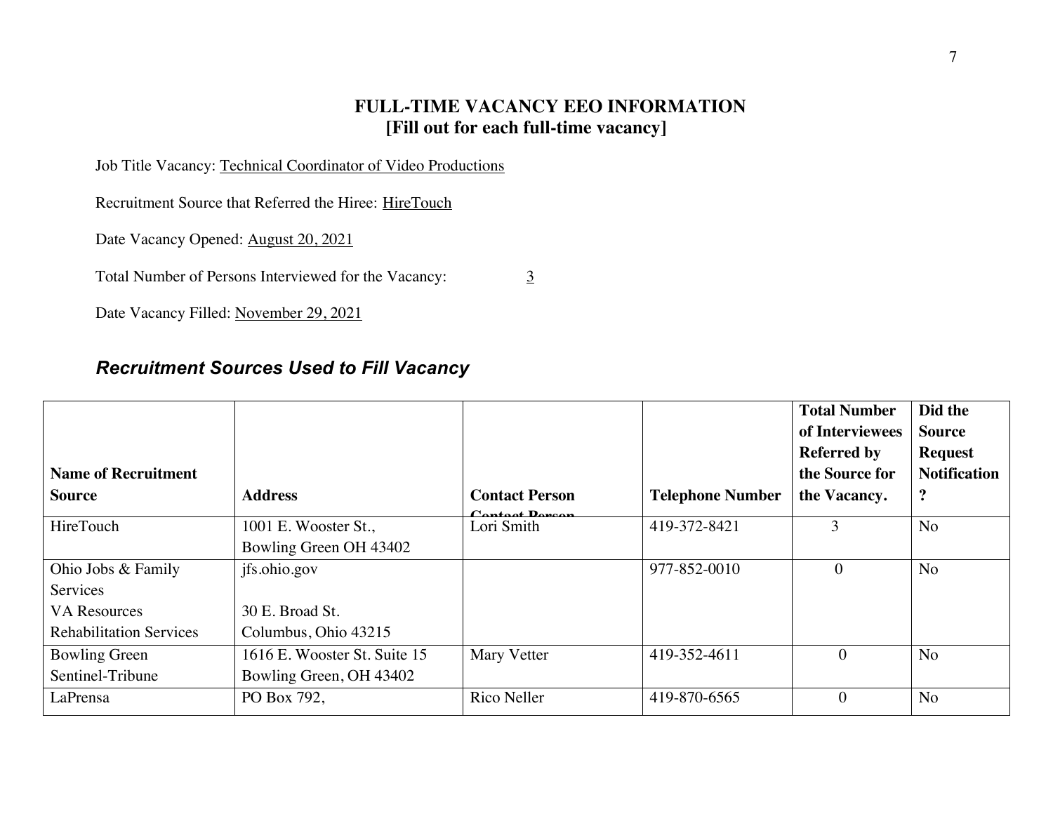## FULL-TIME VACANCY EEO INFORMATION
### [Fill out for each full-time vacancy]

Job Title Vacancy: Technical Coordinator of Video Productions

Recruitment Source that Referred the Hiree: HireTouch

Date Vacancy Opened: August 20, 2021

Total Number of Persons Interviewed for the Vacancy: 3

Date Vacancy Filled: November 29, 2021

### *Recruitment Sources Used to Fill Vacancy*

| Name of Recruitment Source | Address | Contact Person | Telephone Number | Total Number of Interviewees Referred by the Source for the Vacancy. | Did the Source Request Notification? |
|---|---|---|---|---|---|
| HireTouch | 1001 E. Wooster St., Bowling Green OH 43402 | Lori Smith | 419-372-8421 | 3 | No |
| Ohio Jobs & Family Services VA Resources Rehabilitation Services | jfs.ohio.gov 30 E. Broad St. Columbus, Ohio 43215 | | 977-852-0010 | 0 | No |
| Bowling Green Sentinel-Tribune | 1616 E. Wooster St. Suite 15 Bowling Green, OH 43402 | Mary Vetter | 419-352-4611 | 0 | No |
| LaPrensa | PO Box 792, | Rico Neller | 419-870-6565 | 0 | No |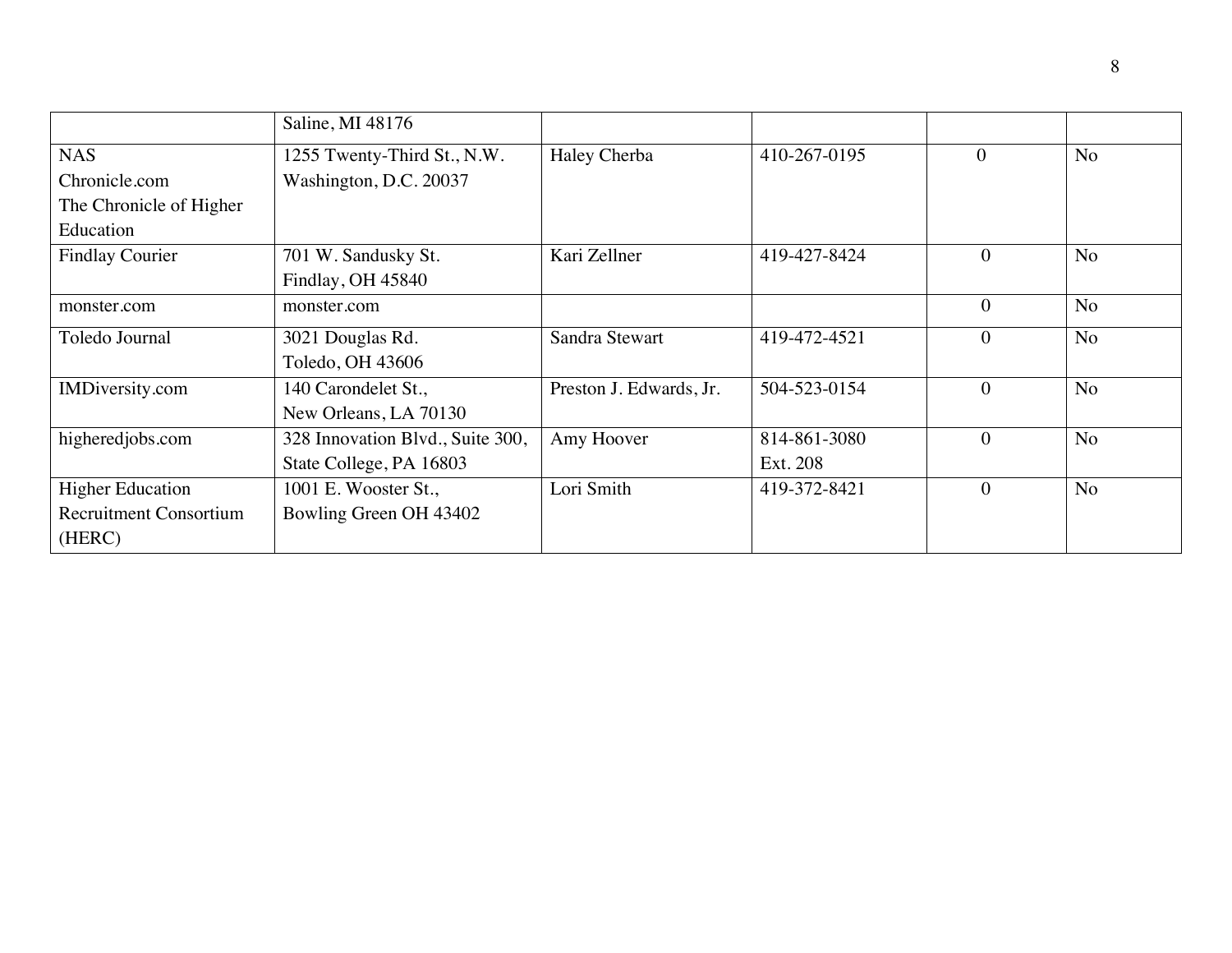| | | | | | |
|---|---|---|---|---|---|
| | Saline, MI 48176 | | | | |
| NAS<br>Chronicle.com<br>The Chronicle of Higher Education | 1255 Twenty-Third St., N.W.<br>Washington, D.C. 20037 | Haley Cherba | 410-267-0195 | 0 | No |
| Findlay Courier | 701 W. Sandusky St.<br>Findlay, OH 45840 | Kari Zellner | 419-427-8424 | 0 | No |
| monster.com | monster.com | | | 0 | No |
| Toledo Journal | 3021 Douglas Rd.<br>Toledo, OH 43606 | Sandra Stewart | 419-472-4521 | 0 | No |
| IMDiversity.com | 140 Carondelet St.,<br>New Orleans, LA 70130 | Preston J. Edwards, Jr. | 504-523-0154 | 0 | No |
| higheredjobs.com | 328 Innovation Blvd., Suite 300,<br>State College, PA 16803 | Amy Hoover | 814-861-3080<br>Ext. 208 | 0 | No |
| Higher Education Recruitment Consortium (HERC) | 1001 E. Wooster St.,<br>Bowling Green OH 43402 | Lori Smith | 419-372-8421 | 0 | No |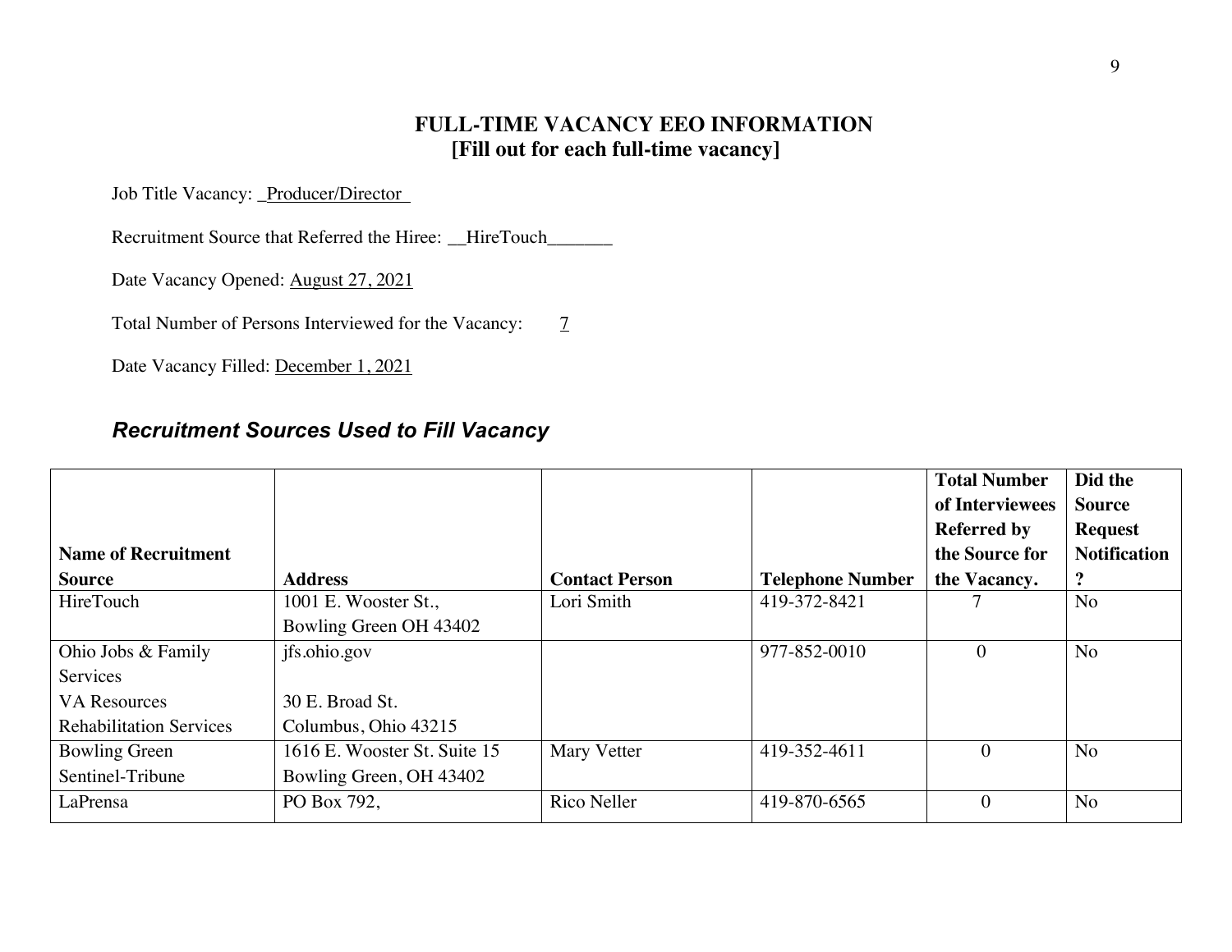# FULL-TIME VACANCY EEO INFORMATION
## [Fill out for each full-time vacancy]

Job Title Vacancy: _Producer/Director_

Recruitment Source that Referred the Hiree: __HireTouch_______

Date Vacancy Opened: August 27, 2021

Total Number of Persons Interviewed for the Vacancy: 7

Date Vacancy Filled: December 1, 2021

### *Recruitment Sources Used to Fill Vacancy*

| Name of Recruitment Source | Address | Contact Person | Telephone Number | Total Number of Interviewees Referred by the Source for the Vacancy. | Did the Source Request Notification? |
|---|---|---|---|---|---|
| HireTouch | 1001 E. Wooster St., Bowling Green OH 43402 | Lori Smith | 419-372-8421 | 7 | No |
| Ohio Jobs & Family Services<br>VA Resources<br>Rehabilitation Services | jfs.ohio.gov<br><br>30 E. Broad St.<br>Columbus, Ohio 43215 | | 977-852-0010 | 0 | No |
| Bowling Green Sentinel-Tribune | 1616 E. Wooster St. Suite 15 Bowling Green, OH 43402 | Mary Vetter | 419-352-4611 | 0 | No |
| LaPrensa | PO Box 792, | Rico Neller | 419-870-6565 | 0 | No |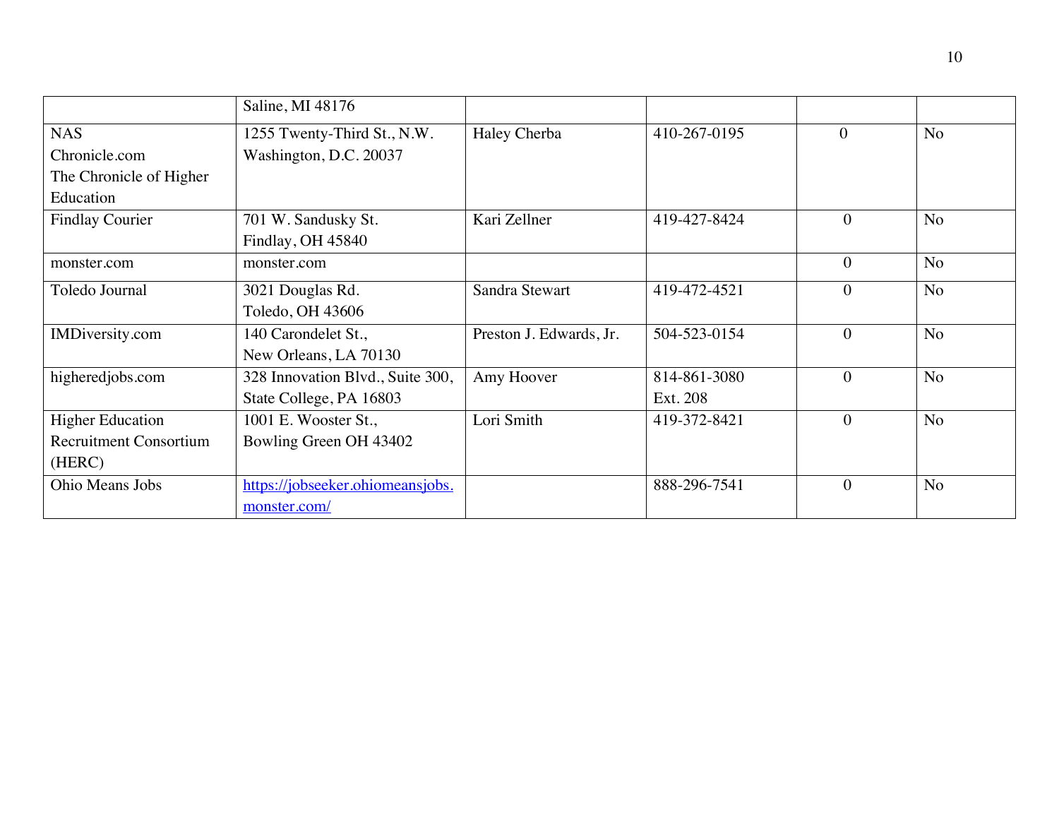| | | | | | |
|---|---|---|---|---|---|
| | Saline, MI 48176 | | | | |
| NAS Chronicle.com The Chronicle of Higher Education | 1255 Twenty-Third St., N.W. Washington, D.C. 20037 | Haley Cherba | 410-267-0195 | 0 | No |
| Findlay Courier | 701 W. Sandusky St. Findlay, OH 45840 | Kari Zellner | 419-427-8424 | 0 | No |
| monster.com | monster.com | | | 0 | No |
| Toledo Journal | 3021 Douglas Rd. Toledo, OH 43606 | Sandra Stewart | 419-472-4521 | 0 | No |
| IMDiversity.com | 140 Carondelet St., New Orleans, LA 70130 | Preston J. Edwards, Jr. | 504-523-0154 | 0 | No |
| higheredjobs.com | 328 Innovation Blvd., Suite 300, State College, PA 16803 | Amy Hoover | 814-861-3080 Ext. 208 | 0 | No |
| Higher Education Recruitment Consortium (HERC) | 1001 E. Wooster St., Bowling Green OH 43402 | Lori Smith | 419-372-8421 | 0 | No |
| Ohio Means Jobs | https://jobseeker.ohiomeansjobs.monster.com/ | | 888-296-7541 | 0 | No |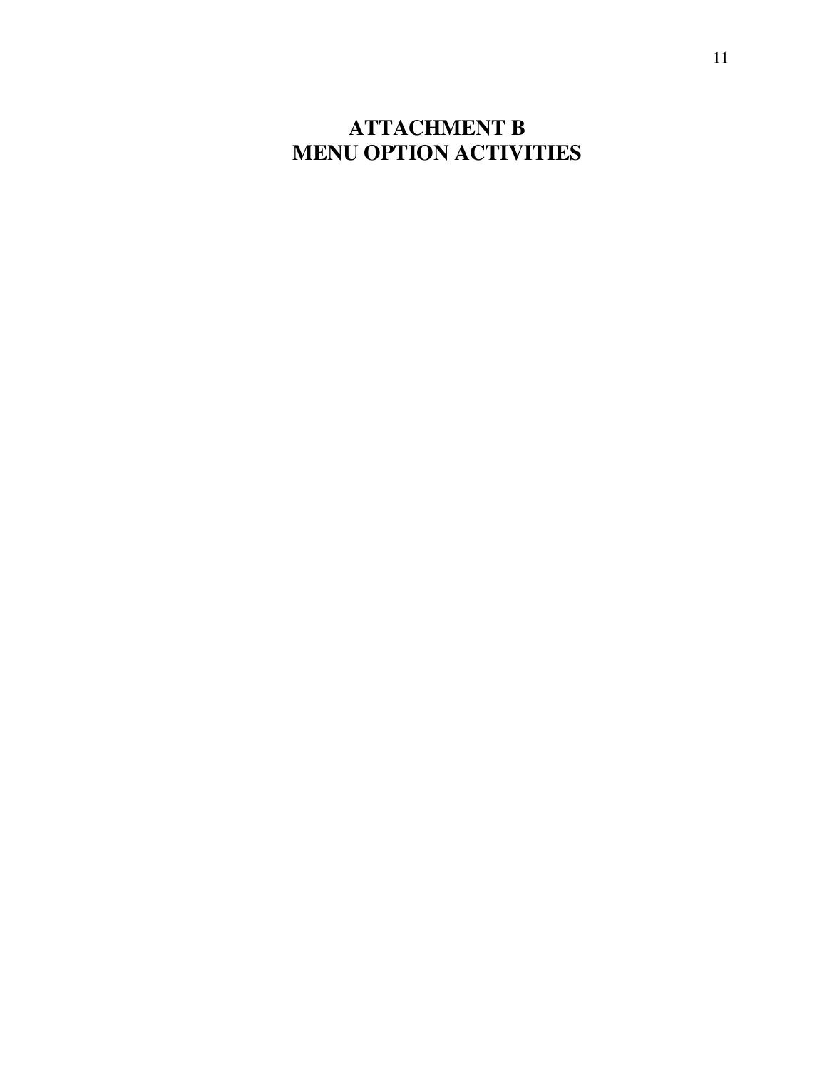# ATTACHMENT B
# MENU OPTION ACTIVITIES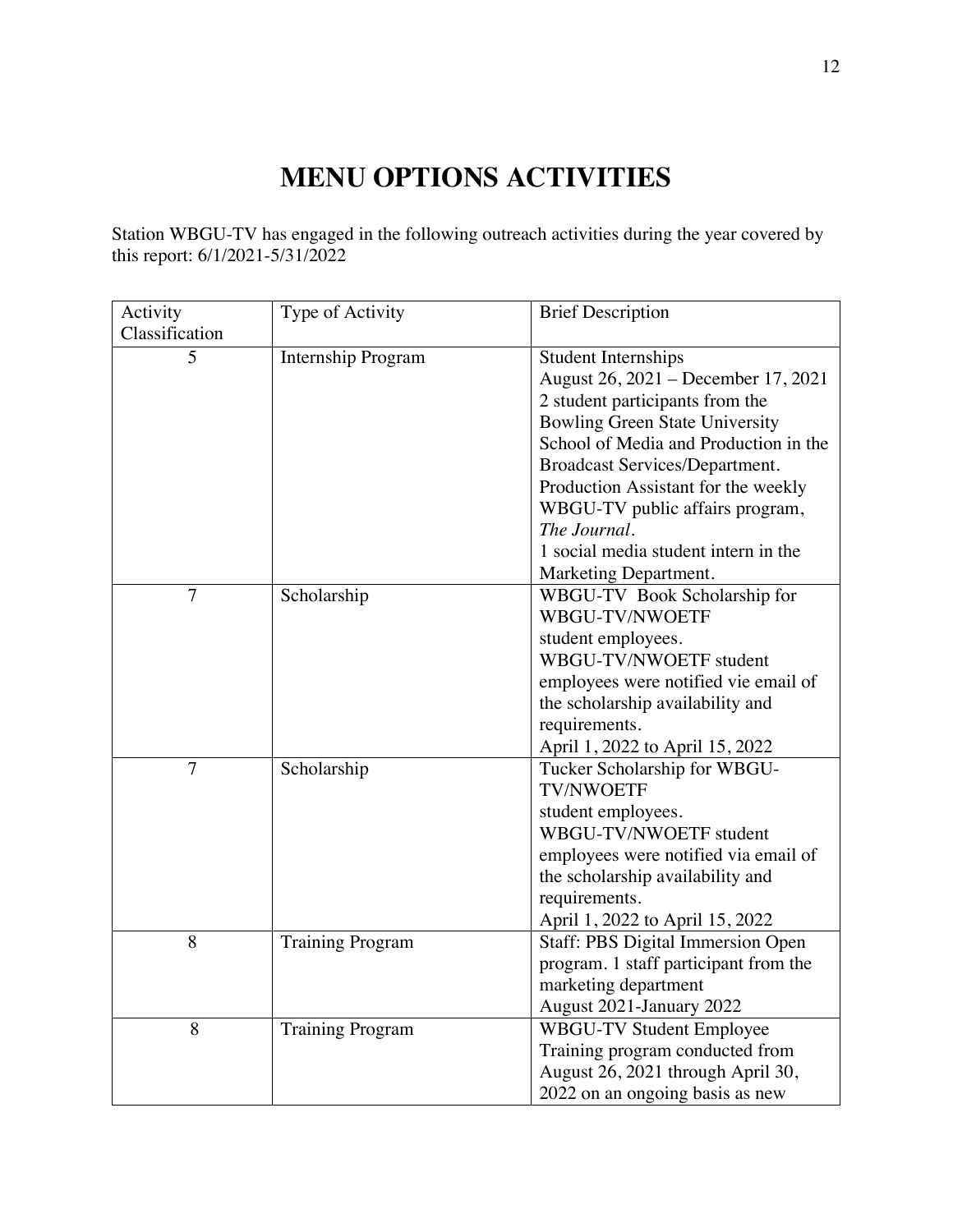# MENU OPTIONS ACTIVITIES

Station WBGU-TV has engaged in the following outreach activities during the year covered by this report: 6/1/2021-5/31/2022

| Activity Classification | Type of Activity | Brief Description |
|---|---|---|
| 5 | Internship Program | Student Internships August 26, 2021 – December 17, 2021 2 student participants from the Bowling Green State University School of Media and Production in the Broadcast Services/Department. Production Assistant for the weekly WBGU-TV public affairs program, *The Journal*. 1 social media student intern in the Marketing Department. |
| 7 | Scholarship | WBGU-TV Book Scholarship for WBGU-TV/NWOETF student employees. WBGU-TV/NWOETF student employees were notified vie email of the scholarship availability and requirements. April 1, 2022 to April 15, 2022 |
| 7 | Scholarship | Tucker Scholarship for WBGU-TV/NWOETF student employees. WBGU-TV/NWOETF student employees were notified via email of the scholarship availability and requirements. April 1, 2022 to April 15, 2022 |
| 8 | Training Program | Staff: PBS Digital Immersion Open program. 1 staff participant from the marketing department August 2021-January 2022 |
| 8 | Training Program | WBGU-TV Student Employee Training program conducted from August 26, 2021 through April 30, 2022 on an ongoing basis as new |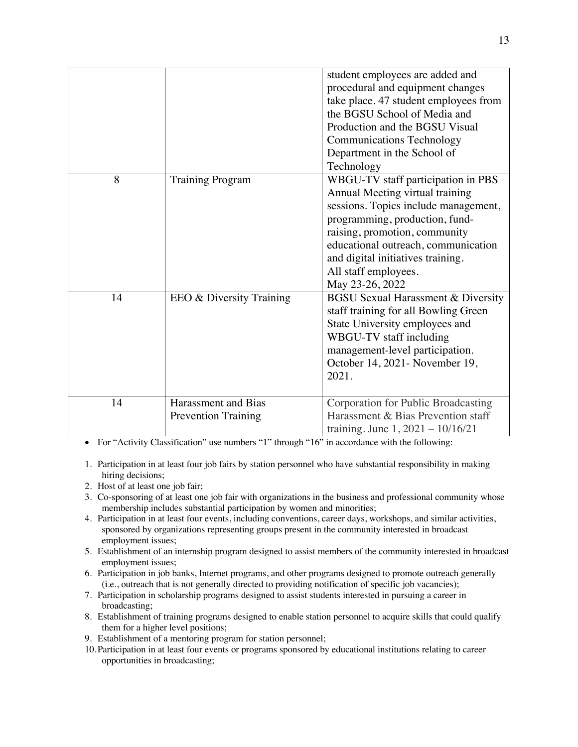| | | |
|---|---|---|
| | | student employees are added and procedural and equipment changes take place. 47 student employees from the BGSU School of Media and Production and the BGSU Visual Communications Technology Department in the School of Technology |
| 8 | Training Program | WBGU-TV staff participation in PBS Annual Meeting virtual training sessions. Topics include management, programming, production, fund-raising, promotion, community educational outreach, communication and digital initiatives training. All staff employees. May 23-26, 2022 |
| 14 | EEO & Diversity Training | BGSU Sexual Harassment & Diversity staff training for all Bowling Green State University employees and WBGU-TV staff including management-level participation. October 14, 2021- November 19, 2021. |
| 14 | Harassment and Bias Prevention Training | Corporation for Public Broadcasting Harassment & Bias Prevention staff training. June 1, 2021 – 10/16/21 |

- For "Activity Classification" use numbers "1" through "16" in accordance with the following:

1. Participation in at least four job fairs by station personnel who have substantial responsibility in making hiring decisions;
2. Host of at least one job fair;
3. Co-sponsoring of at least one job fair with organizations in the business and professional community whose membership includes substantial participation by women and minorities;
4. Participation in at least four events, including conventions, career days, workshops, and similar activities, sponsored by organizations representing groups present in the community interested in broadcast employment issues;
5. Establishment of an internship program designed to assist members of the community interested in broadcast employment issues;
6. Participation in job banks, Internet programs, and other programs designed to promote outreach generally (i.e., outreach that is not generally directed to providing notification of specific job vacancies);
7. Participation in scholarship programs designed to assist students interested in pursuing a career in broadcasting;
8. Establishment of training programs designed to enable station personnel to acquire skills that could qualify them for a higher level positions;
9. Establishment of a mentoring program for station personnel;
10. Participation in at least four events or programs sponsored by educational institutions relating to career opportunities in broadcasting;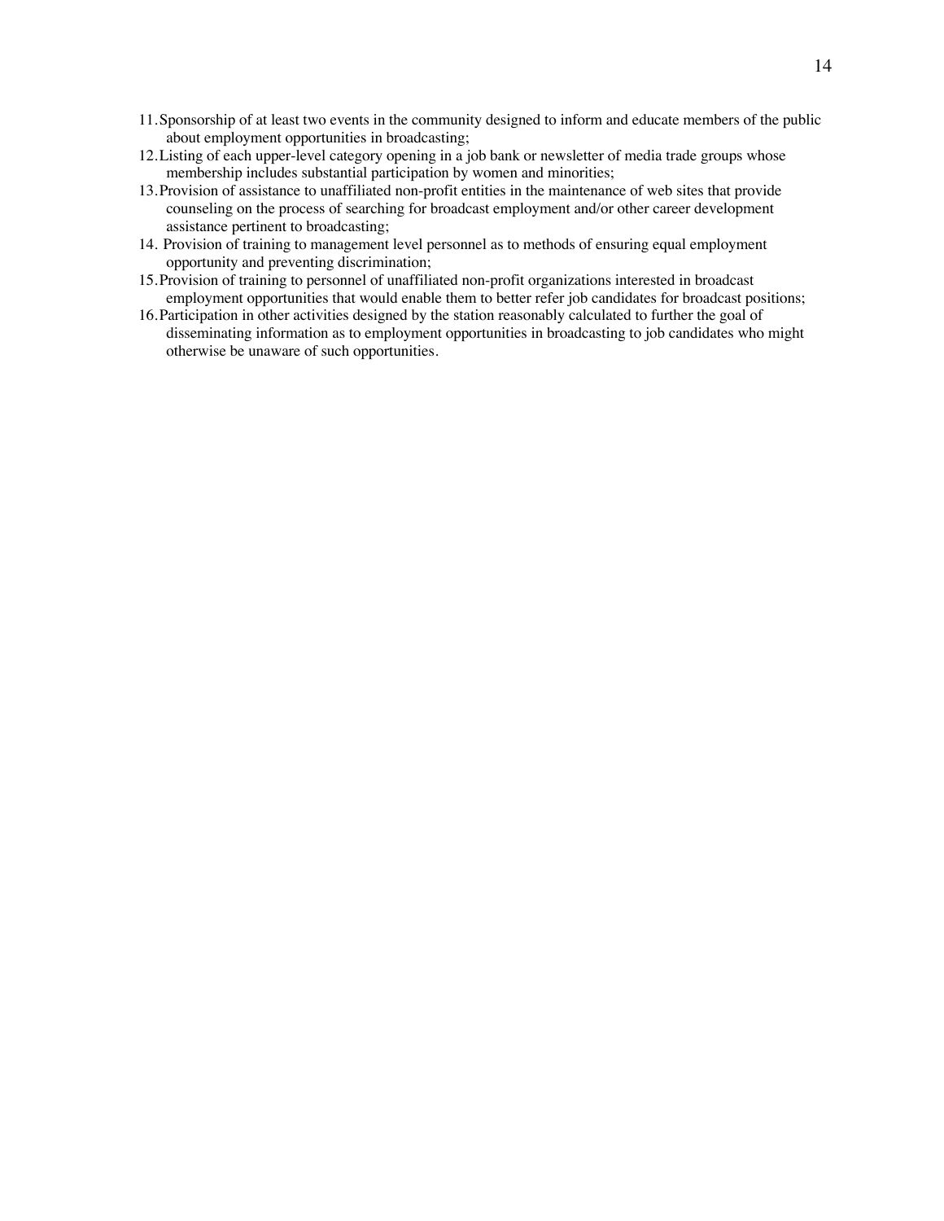11. Sponsorship of at least two events in the community designed to inform and educate members of the public about employment opportunities in broadcasting;
12. Listing of each upper-level category opening in a job bank or newsletter of media trade groups whose membership includes substantial participation by women and minorities;
13. Provision of assistance to unaffiliated non-profit entities in the maintenance of web sites that provide counseling on the process of searching for broadcast employment and/or other career development assistance pertinent to broadcasting;
14. Provision of training to management level personnel as to methods of ensuring equal employment opportunity and preventing discrimination;
15. Provision of training to personnel of unaffiliated non-profit organizations interested in broadcast employment opportunities that would enable them to better refer job candidates for broadcast positions;
16. Participation in other activities designed by the station reasonably calculated to further the goal of disseminating information as to employment opportunities in broadcasting to job candidates who might otherwise be unaware of such opportunities.